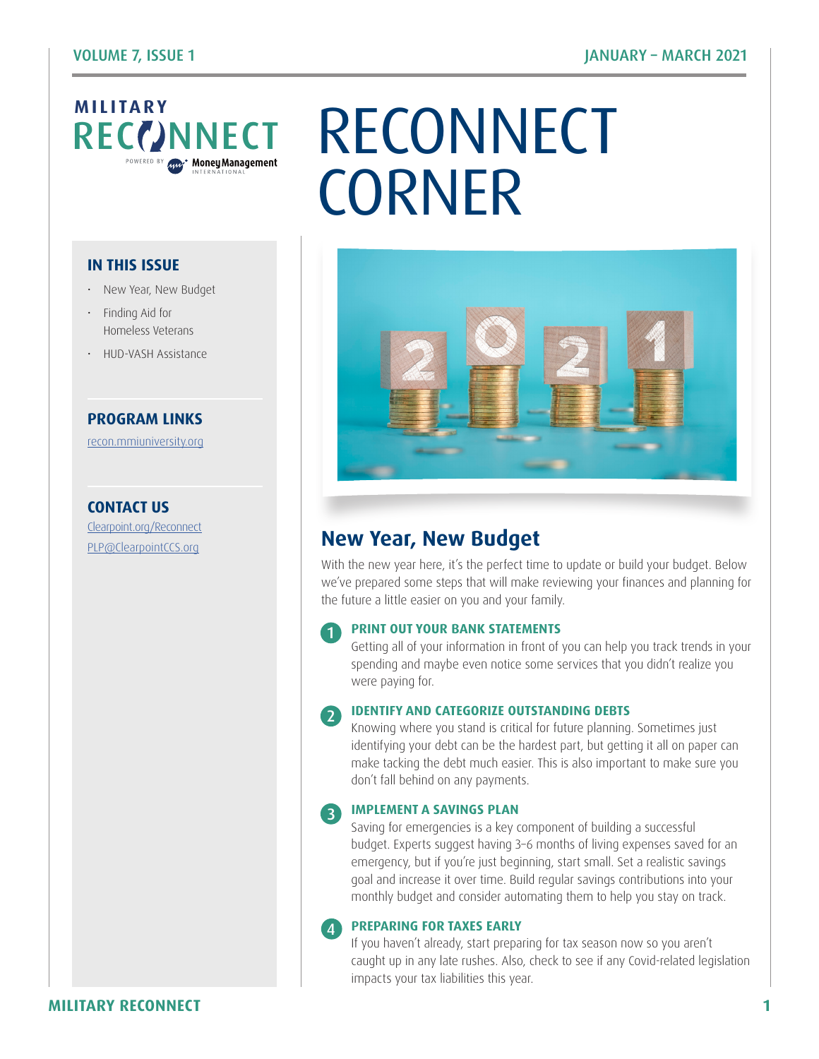# RECONNECT CORNER

**MILITARY RECONNECT**

POWERED BY Money Management INTERNATIONAL

### IN THIS ISSUE

- New Year, New Budget
- Finding Aid for Homeless Veterans
- HUD-VASH Assistance

### PROGRAM LINKS

recon.mmiuniversity.org

### CONTACT US

Clearpoint.org/Reconnect

PLP@ClearpointCCS.org

## New Year, New Budget

With the new year here, it's the perfect time to update or build your budget. Below we've prepared some steps that will make reviewing your finances and planning for the future a little easier on you and your family.

1. **PRINT OUT YOUR BANK STATEMENTS**
   Getting all of your information in front of you can help you track trends in your spending and maybe even notice some services that you didn't realize you were paying for.

2. **IDENTIFY AND CATEGORIZE OUTSTANDING DEBTS**
   Knowing where you stand is critical for future planning. Sometimes just identifying your debt can be the hardest part, but getting it all on paper can make tacking the debt much easier. This is also important to make sure you don't fall behind on any payments.

3. **IMPLEMENT A SAVINGS PLAN**
   Saving for emergencies is a key component of building a successful budget. Experts suggest having 3–6 months of living expenses saved for an emergency, but if you're just beginning, start small. Set a realistic savings goal and increase it over time. Build regular savings contributions into your monthly budget and consider automating them to help you stay on track.

4. **PREPARING FOR TAXES EARLY**
   If you haven't already, start preparing for tax season now so you aren't caught up in any late rushes. Also, check to see if any Covid-related legislation impacts your tax liabilities this year.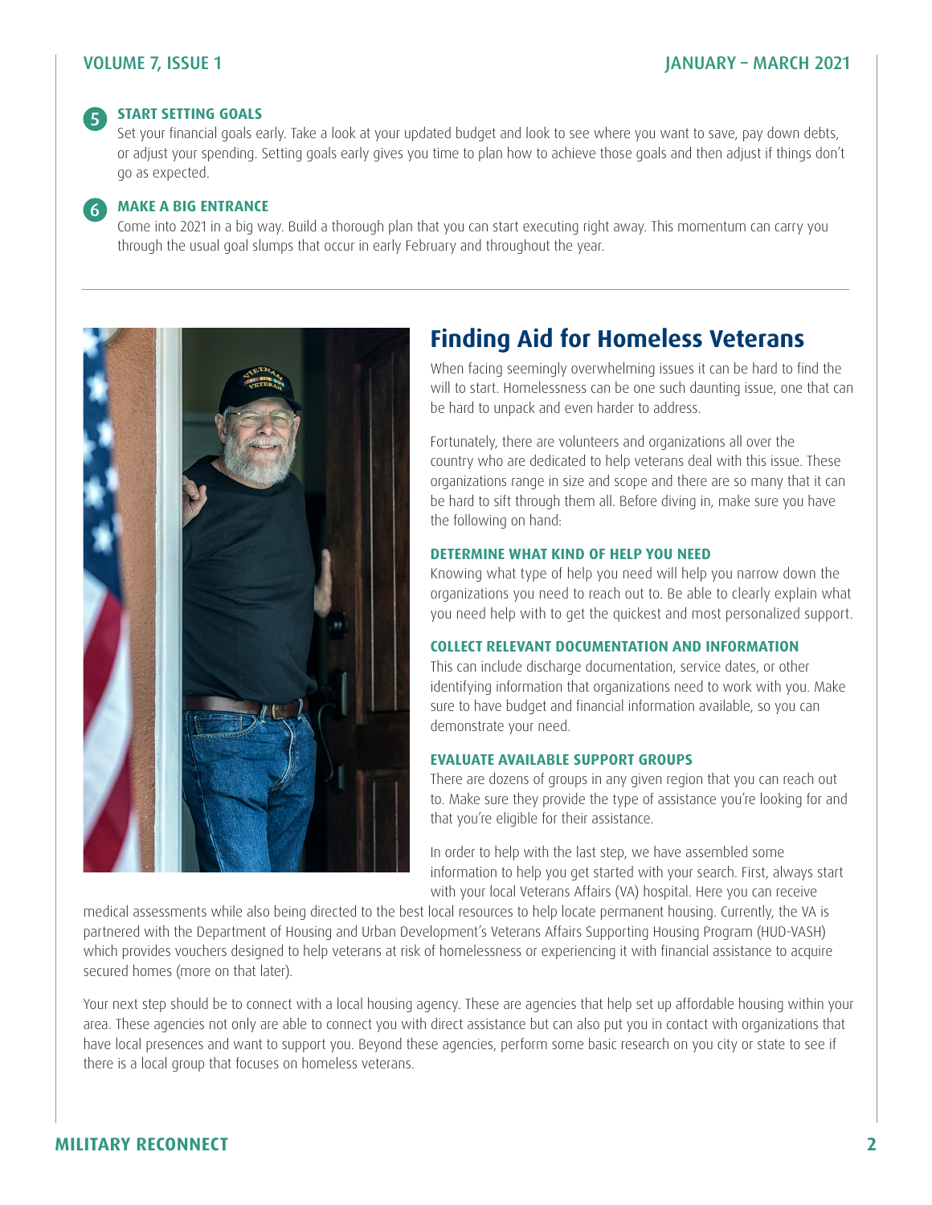5. **START SETTING GOALS**

   Set your financial goals early. Take a look at your updated budget and look to see where you want to save, pay down debts, or adjust your spending. Setting goals early gives you time to plan how to achieve those goals and then adjust if things don't go as expected.

6. **MAKE A BIG ENTRANCE**

   Come into 2021 in a big way. Build a thorough plan that you can start executing right away. This momentum can carry you through the usual goal slumps that occur in early February and throughout the year.

---

## Finding Aid for Homeless Veterans

When facing seemingly overwhelming issues it can be hard to find the will to start. Homelessness can be one such daunting issue, one that can be hard to unpack and even harder to address.

Fortunately, there are volunteers and organizations all over the country who are dedicated to help veterans deal with this issue. These organizations range in size and scope and there are so many that it can be hard to sift through them all. Before diving in, make sure you have the following on hand:

### DETERMINE WHAT KIND OF HELP YOU NEED

Knowing what type of help you need will help you narrow down the organizations you need to reach out to. Be able to clearly explain what you need help with to get the quickest and most personalized support.

### COLLECT RELEVANT DOCUMENTATION AND INFORMATION

This can include discharge documentation, service dates, or other identifying information that organizations need to work with you. Make sure to have budget and financial information available, so you can demonstrate your need.

### EVALUATE AVAILABLE SUPPORT GROUPS

There are dozens of groups in any given region that you can reach out to. Make sure they provide the type of assistance you're looking for and that you're eligible for their assistance.

In order to help with the last step, we have assembled some information to help you get started with your search. First, always start with your local Veterans Affairs (VA) hospital. Here you can receive medical assessments while also being directed to the best local resources to help locate permanent housing. Currently, the VA is partnered with the Department of Housing and Urban Development's Veterans Affairs Supporting Housing Program (HUD-VASH) which provides vouchers designed to help veterans at risk of homelessness or experiencing it with financial assistance to acquire secured homes (more on that later).

Your next step should be to connect with a local housing agency. These are agencies that help set up affordable housing within your area. These agencies not only are able to connect you with direct assistance but can also put you in contact with organizations that have local presences and want to support you. Beyond these agencies, perform some basic research on you city or state to see if there is a local group that focuses on homeless veterans.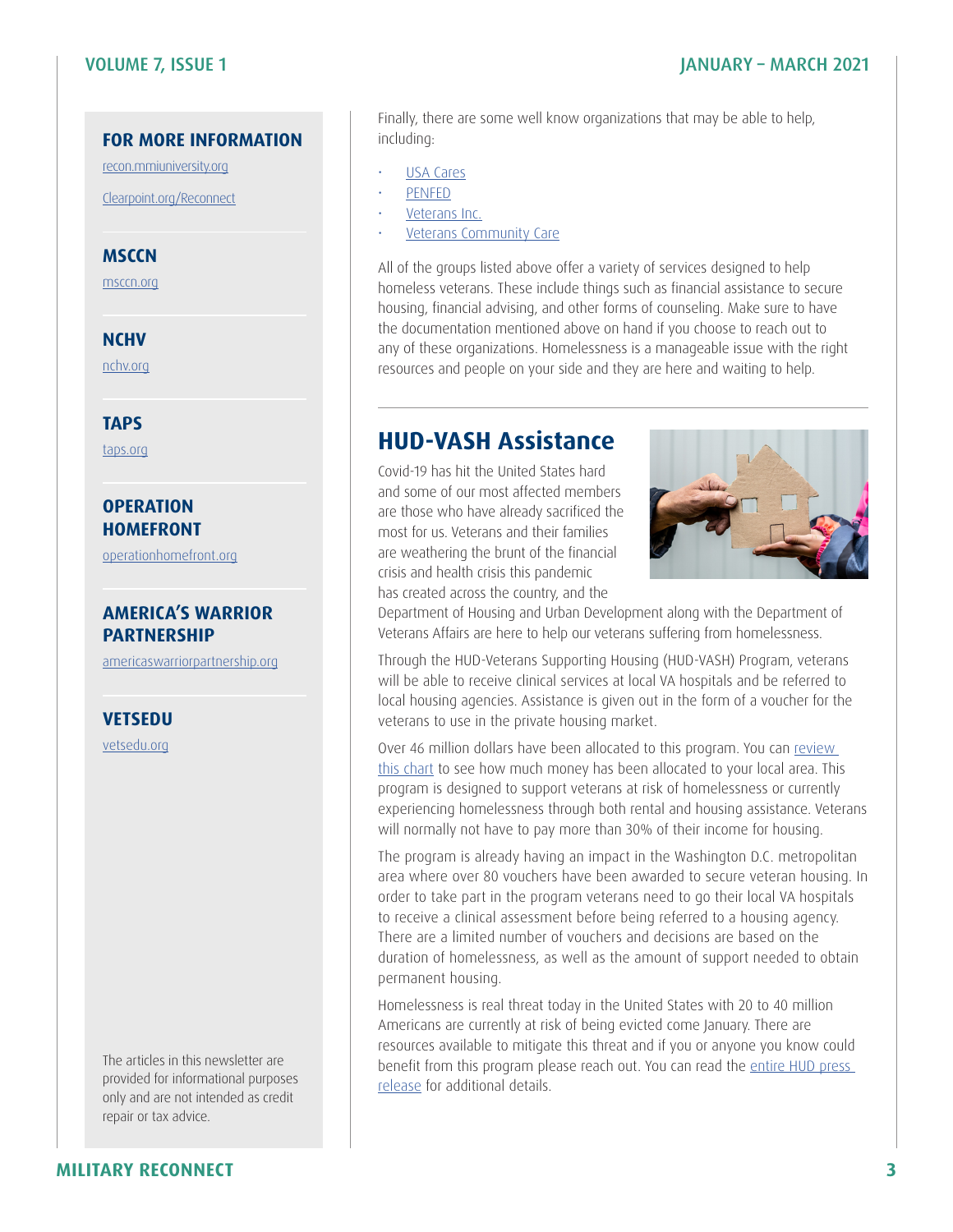### FOR MORE INFORMATION

recon.mmiuniversity.org

Clearpoint.org/Reconnect

### MSCCN

msccn.org

### NCHV

nchv.org

### TAPS

taps.org

### OPERATION HOMEFRONT

operationhomefront.org

### AMERICA'S WARRIOR PARTNERSHIP

americaswarriorpartnership.org

### VETSEDU

vetsedu.org

The articles in this newsletter are provided for informational purposes only and are not intended as credit repair or tax advice.

Finally, there are some well know organizations that may be able to help, including:

- USA Cares
- PENFED
- Veterans Inc.
- Veterans Community Care

All of the groups listed above offer a variety of services designed to help homeless veterans. These include things such as financial assistance to secure housing, financial advising, and other forms of counseling. Make sure to have the documentation mentioned above on hand if you choose to reach out to any of these organizations. Homelessness is a manageable issue with the right resources and people on your side and they are here and waiting to help.

## HUD-VASH Assistance

Covid-19 has hit the United States hard and some of our most affected members are those who have already sacrificed the most for us. Veterans and their families are weathering the brunt of the financial crisis and health crisis this pandemic has created across the country, and the Department of Housing and Urban Development along with the Department of Veterans Affairs are here to help our veterans suffering from homelessness.

Through the HUD-Veterans Supporting Housing (HUD-VASH) Program, veterans will be able to receive clinical services at local VA hospitals and be referred to local housing agencies. Assistance is given out in the form of a voucher for the veterans to use in the private housing market.

Over 46 million dollars have been allocated to this program. You can review this chart to see how much money has been allocated to your local area. This program is designed to support veterans at risk of homelessness or currently experiencing homelessness through both rental and housing assistance. Veterans will normally not have to pay more than 30% of their income for housing.

The program is already having an impact in the Washington D.C. metropolitan area where over 80 vouchers have been awarded to secure veteran housing. In order to take part in the program veterans need to go their local VA hospitals to receive a clinical assessment before being referred to a housing agency. There are a limited number of vouchers and decisions are based on the duration of homelessness, as well as the amount of support needed to obtain permanent housing.

Homelessness is real threat today in the United States with 20 to 40 million Americans are currently at risk of being evicted come January. There are resources available to mitigate this threat and if you or anyone you know could benefit from this program please reach out. You can read the entire HUD press release for additional details.